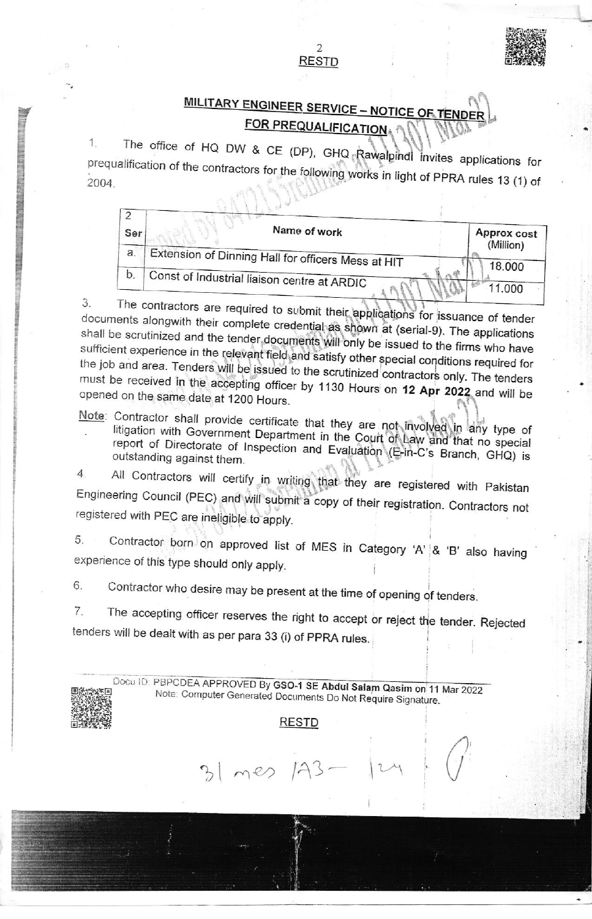RESTD

## MILITARY ENGINEER SERVICE – NOTICE OF TENDER FOR PREQUALIFICATION

1. The office of HQ DW & CE (DP), GHQ Rawalpindi invites applications for prequalification of the contractors for the following works in light of PPRA rules 13 (1) of 2004.

2.

| Ser | Name of work | Approx cost (Million) |
|---|---|---|
| a. | Extension of Dinning Hall for officers Mess at HIT | 18.000 |
| b. | Const of Industrial liaison centre at ARDIC | 11.000 |

3. The contractors are required to submit their applications for issuance of tender documents alongwith their complete credential as shown at (serial-9). The applications shall be scrutinized and the tender documents will only be issued to the firms who have sufficient experience in the relevant field and satisfy other special conditions required for the job and area. Tenders will be issued to the scrutinized contractors only. The tenders must be received in the accepting officer by 1130 Hours on **12 Apr 2022** and will be opened on the same date at 1200 Hours.

**Note**: Contractor shall provide certificate that they are not involved in any type of litigation with Government Department in the Court of Law and that no special report of Directorate of Inspection and Evaluation (E-in-C's Branch, GHQ) is outstanding against them.

4. All Contractors will certify in writing that they are registered with Pakistan Engineering Council (PEC) and will submit a copy of their registration. Contractors not registered with PEC are ineligible to apply.

5. Contractor born on approved list of MES in Category 'A' & 'B' also having experience of this type should only apply.

6. Contractor who desire may be present at the time of opening of tenders.

7. The accepting officer reserves the right to accept or reject the tender. Rejected tenders will be dealt with as per para 33 (i) of PPRA rules.

Docu ID: PBPCDEA APPROVED By **GSO-1 SE Abdul Salam Qasim** on 11 Mar 2022
Note: Computer Generated Documents Do Not Require Signature.

RESTD

31 mes /A3 – 124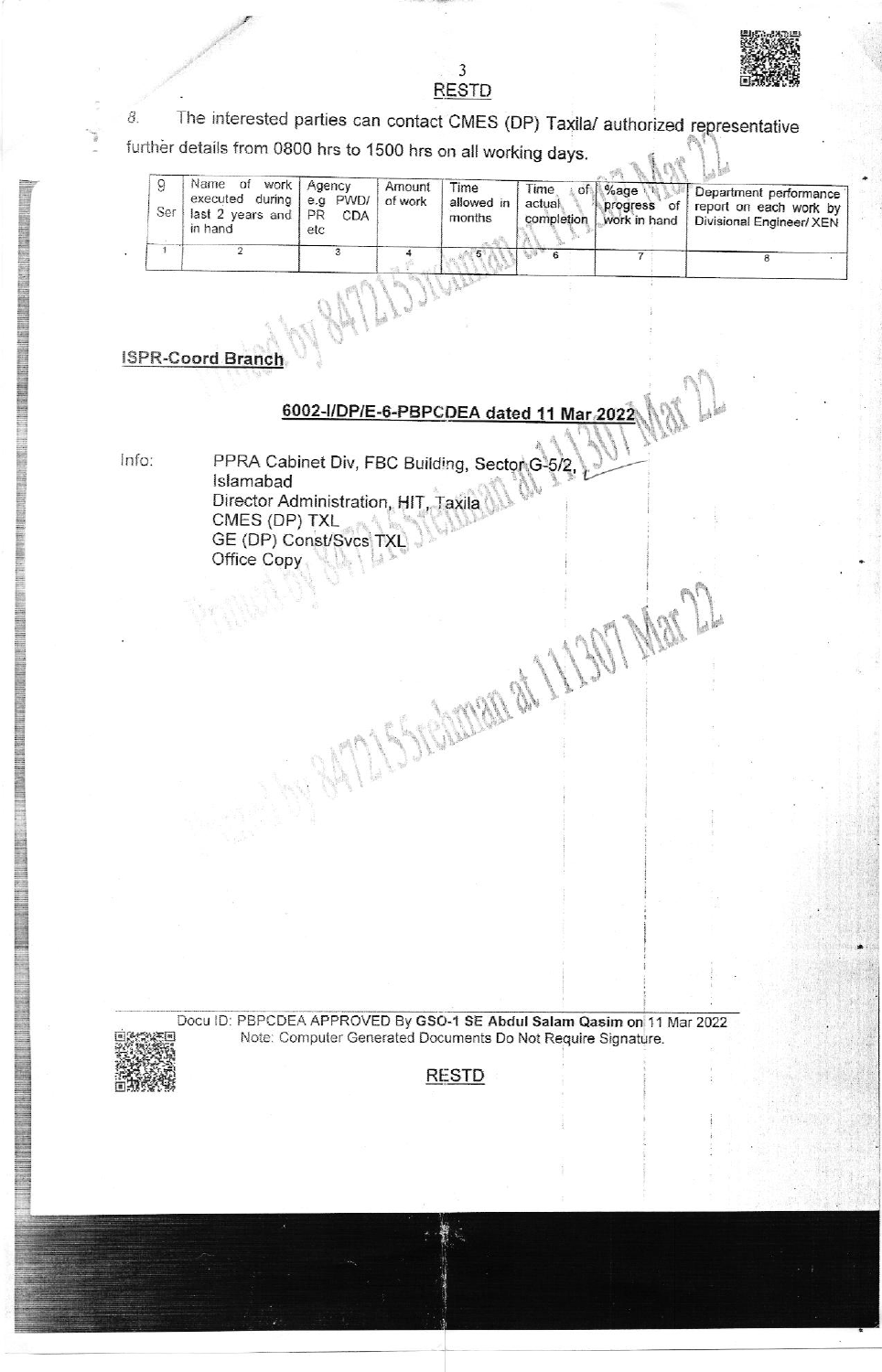RESTD

8. The interested parties can contact CMES (DP) Taxila/ authorized representative further details from 0800 hrs to 1500 hrs on all working days.

| 9 Ser | Name of work executed during last 2 years and in hand | Agency e.g PWD/ PR CDA etc | Amount of work | Time allowed in months | Time of actual completion | %age progress of work in hand | Department performance report on each work by Divisional Engineer/ XEN |
|---|---|---|---|---|---|---|---|
| 1 | 2 | 3 | 4 | 5 | 6 | 7 | 8 |

**ISPR-Coord Branch**

**6002-I/DP/E-6-PBPCDEA dated 11 Mar 2022**

Info: PPRA Cabinet Div, FBC Building, Sector G-5/2, Islamabad
Director Administration, HIT, Taxila
CMES (DP) TXL
GE (DP) Const/Svcs TXL
Office Copy

Docu ID: PBPCDEA APPROVED By **GSO-1 SE Abdul Salam Qasim** on 11 Mar 2022
Note: Computer Generated Documents Do Not Require Signature.

RESTD